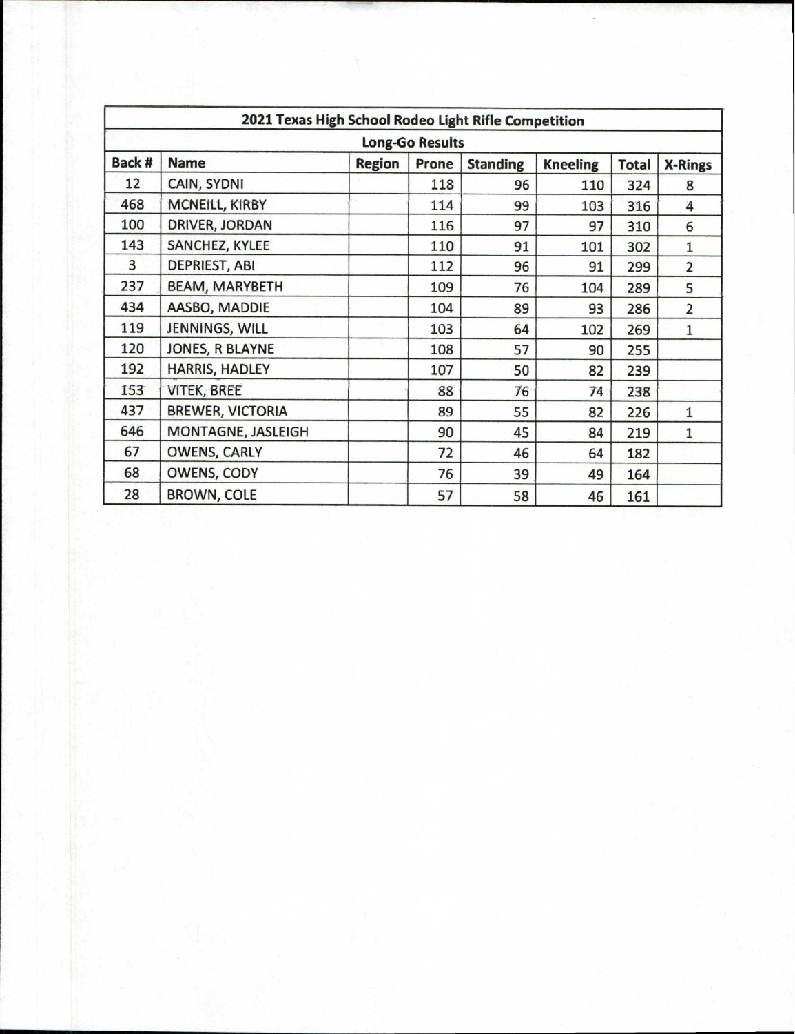| 2021 Texas High School Rodeo Light Rifle Competition | | | | | | | |
|---|---|---|---|---|---|---|---|
| Long-Go Results | | | | | | | |
| Back # | Name | Region | Prone | Standing | Kneeling | Total | X-Rings |
| 12 | CAIN, SYDNI | | 118 | 96 | 110 | 324 | 8 |
| 468 | MCNEILL, KIRBY | | 114 | 99 | 103 | 316 | 4 |
| 100 | DRIVER, JORDAN | | 116 | 97 | 97 | 310 | 6 |
| 143 | SANCHEZ, KYLEE | | 110 | 91 | 101 | 302 | 1 |
| 3 | DEPRIEST, ABI | | 112 | 96 | 91 | 299 | 2 |
| 237 | BEAM, MARYBETH | | 109 | 76 | 104 | 289 | 5 |
| 434 | AASBO, MADDIE | | 104 | 89 | 93 | 286 | 2 |
| 119 | JENNINGS, WILL | | 103 | 64 | 102 | 269 | 1 |
| 120 | JONES, R BLAYNE | | 108 | 57 | 90 | 255 | |
| 192 | HARRIS, HADLEY | | 107 | 50 | 82 | 239 | |
| 153 | VITEK, BREE | | 88 | 76 | 74 | 238 | |
| 437 | BREWER, VICTORIA | | 89 | 55 | 82 | 226 | 1 |
| 646 | MONTAGNE, JASLEIGH | | 90 | 45 | 84 | 219 | 1 |
| 67 | OWENS, CARLY | | 72 | 46 | 64 | 182 | |
| 68 | OWENS, CODY | | 76 | 39 | 49 | 164 | |
| 28 | BROWN, COLE | | 57 | 58 | 46 | 161 | |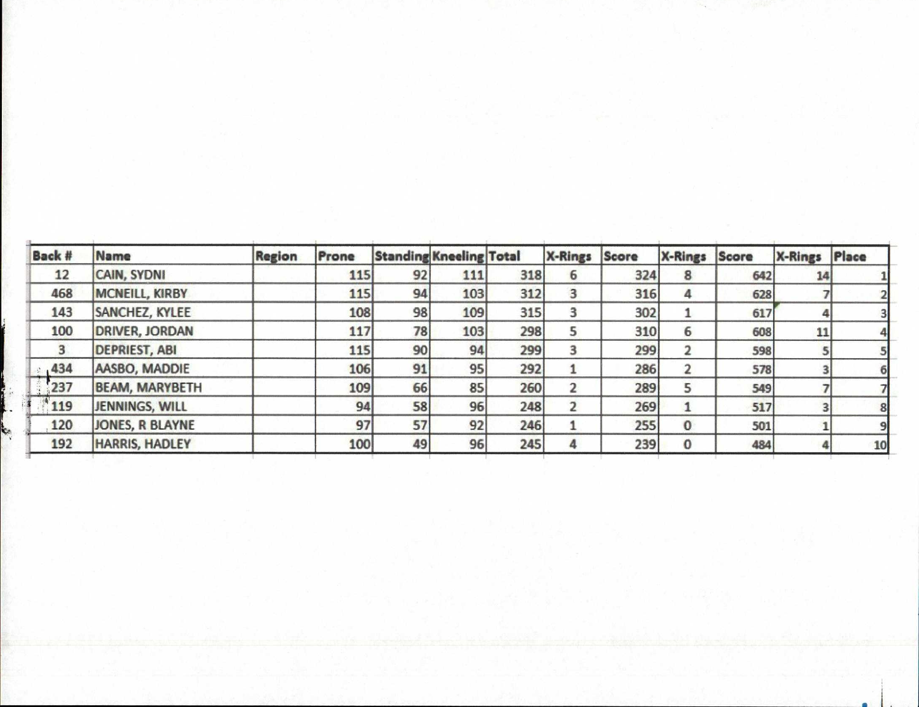| Back # | Name | Region | Prone | Standing | Kneeling | Total | X-Rings | Score | X-Rings | Score | X-Rings | Place |
|---|---|---|---|---|---|---|---|---|---|---|---|---|
| 12 | CAIN, SYDNI | | 115 | 92 | 111 | 318 | 6 | 324 | 8 | 642 | 14 | 1 |
| 468 | MCNEILL, KIRBY | | 115 | 94 | 103 | 312 | 3 | 316 | 4 | 628 | 7 | 2 |
| 143 | SANCHEZ, KYLEE | | 108 | 98 | 109 | 315 | 3 | 302 | 1 | 617 | 4 | 3 |
| 100 | DRIVER, JORDAN | | 117 | 78 | 103 | 298 | 5 | 310 | 6 | 608 | 11 | 4 |
| 3 | DEPRIEST, ABI | | 115 | 90 | 94 | 299 | 3 | 299 | 2 | 598 | 5 | 5 |
| 434 | AASBO, MADDIE | | 106 | 91 | 95 | 292 | 1 | 286 | 2 | 578 | 3 | 6 |
| 237 | BEAM, MARYBETH | | 109 | 66 | 85 | 260 | 2 | 289 | 5 | 549 | 7 | 7 |
| 119 | JENNINGS, WILL | | 94 | 58 | 96 | 248 | 2 | 269 | 1 | 517 | 3 | 8 |
| 120 | JONES, R BLAYNE | | 97 | 57 | 92 | 246 | 1 | 255 | 0 | 501 | 1 | 9 |
| 192 | HARRIS, HADLEY | | 100 | 49 | 96 | 245 | 4 | 239 | 0 | 484 | 4 | 10 |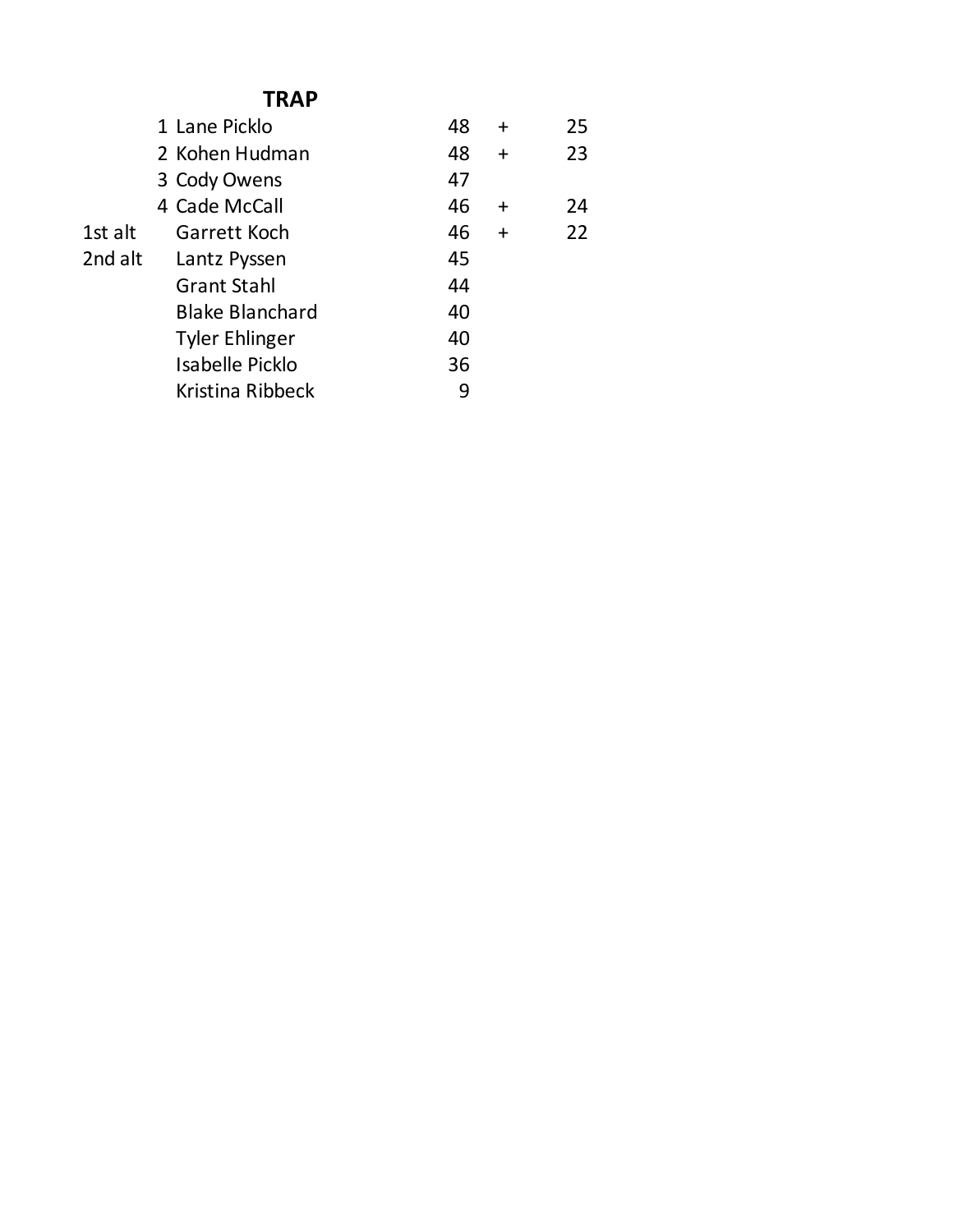### TRAP

| | | | | | |
|---|---|---|---|---|---|
| | 1 | Lane Picklo | 48 | + | 25 |
| | 2 | Kohen Hudman | 48 | + | 23 |
| | 3 | Cody Owens | 47 | | |
| | 4 | Cade McCall | 46 | + | 24 |
| 1st alt | | Garrett Koch | 46 | + | 22 |
| 2nd alt | | Lantz Pyssen | 45 | | |
| | | Grant Stahl | 44 | | |
| | | Blake Blanchard | 40 | | |
| | | Tyler Ehlinger | 40 | | |
| | | Isabelle Picklo | 36 | | |
| | | Kristina Ribbeck | 9 | | |